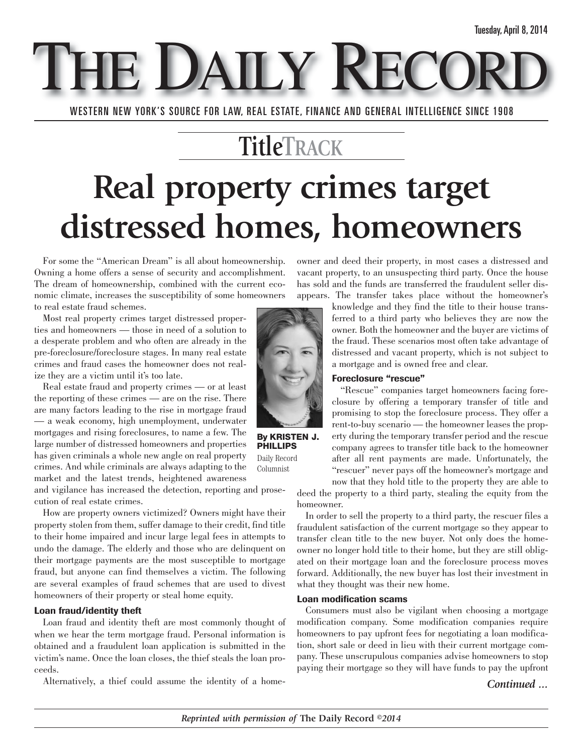Tuesday, April 8, 2014

# THE DAILY RECORD

WESTERN NEW YORK'S SOURCE FOR LAW, REAL ESTATE, FINANCE AND GENERAL INTELLIGENCE SINCE 1908

## TitleTRACK

# Real property crimes target distressed homes, homeowners

**By KRISTEN J. PHILLIPS**
Daily Record Columnist

For some the "American Dream" is all about homeownership. Owning a home offers a sense of security and accomplishment. The dream of homeownership, combined with the current economic climate, increases the susceptibility of some homeowners to real estate fraud schemes.

Most real property crimes target distressed properties and homeowners — those in need of a solution to a desperate problem and who often are already in the pre-foreclosure/foreclosure stages. In many real estate crimes and fraud cases the homeowner does not realize they are a victim until it's too late.

Real estate fraud and property crimes — or at least the reporting of these crimes — are on the rise. There are many factors leading to the rise in mortgage fraud — a weak economy, high unemployment, underwater mortgages and rising foreclosures, to name a few. The large number of distressed homeowners and properties has given criminals a whole new angle on real property crimes. And while criminals are always adapting to the market and the latest trends, heightened awareness and vigilance has increased the detection, reporting and prosecution of real estate crimes.

How are property owners victimized? Owners might have their property stolen from them, suffer damage to their credit, find title to their home impaired and incur large legal fees in attempts to undo the damage. The elderly and those who are delinquent on their mortgage payments are the most susceptible to mortgage fraud, but anyone can find themselves a victim. The following are several examples of fraud schemes that are used to divest homeowners of their property or steal home equity.

#### Loan fraud/identity theft

Loan fraud and identity theft are most commonly thought of when we hear the term mortgage fraud. Personal information is obtained and a fraudulent loan application is submitted in the victim's name. Once the loan closes, the thief steals the loan proceeds.

Alternatively, a thief could assume the identity of a homeowner and deed their property, in most cases a distressed and vacant property, to an unsuspecting third party. Once the house has sold and the funds are transferred the fraudulent seller disappears. The transfer takes place without the homeowner's knowledge and they find the title to their house transferred to a third party who believes they are now the owner. Both the homeowner and the buyer are victims of the fraud. These scenarios most often take advantage of distressed and vacant property, which is not subject to a mortgage and is owned free and clear.

#### Foreclosure "rescue"

"Rescue" companies target homeowners facing foreclosure by offering a temporary transfer of title and promising to stop the foreclosure process. They offer a rent-to-buy scenario — the homeowner leases the property during the temporary transfer period and the rescue company agrees to transfer title back to the homeowner after all rent payments are made. Unfortunately, the "rescuer" never pays off the homeowner's mortgage and now that they hold title to the property they are able to deed the property to a third party, stealing the equity from the homeowner.

In order to sell the property to a third party, the rescuer files a fraudulent satisfaction of the current mortgage so they appear to transfer clean title to the new buyer. Not only does the homeowner no longer hold title to their home, but they are still obligated on their mortgage loan and the foreclosure process moves forward. Additionally, the new buyer has lost their investment in what they thought was their new home.

#### Loan modification scams

Consumers must also be vigilant when choosing a mortgage modification company. Some modification companies require homeowners to pay upfront fees for negotiating a loan modification, short sale or deed in lieu with their current mortgage company. These unscrupulous companies advise homeowners to stop paying their mortgage so they will have funds to pay the upfront

*Continued ...*

*Reprinted with permission of* **The Daily Record** *©2014*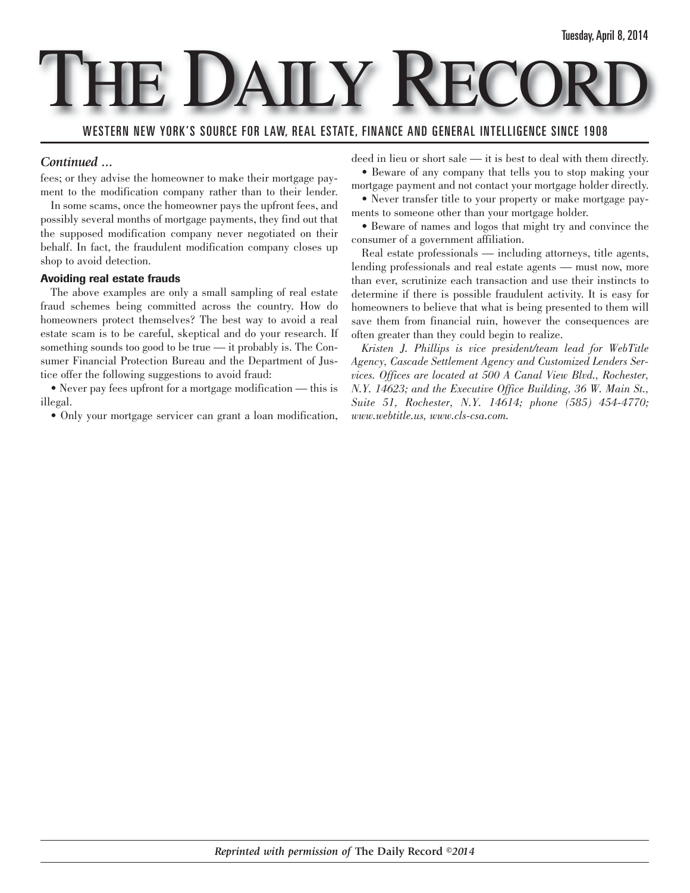*Continued ...*

fees; or they advise the homeowner to make their mortgage payment to the modification company rather than to their lender.

In some scams, once the homeowner pays the upfront fees, and possibly several months of mortgage payments, they find out that the supposed modification company never negotiated on their behalf. In fact, the fraudulent modification company closes up shop to avoid detection.

### Avoiding real estate frauds

The above examples are only a small sampling of real estate fraud schemes being committed across the country. How do homeowners protect themselves? The best way to avoid a real estate scam is to be careful, skeptical and do your research. If something sounds too good to be true — it probably is. The Consumer Financial Protection Bureau and the Department of Justice offer the following suggestions to avoid fraud:

- Never pay fees upfront for a mortgage modification — this is illegal.
- Only your mortgage servicer can grant a loan modification, deed in lieu or short sale — it is best to deal with them directly.
- Beware of any company that tells you to stop making your mortgage payment and not contact your mortgage holder directly.
- Never transfer title to your property or make mortgage payments to someone other than your mortgage holder.
- Beware of names and logos that might try and convince the consumer of a government affiliation.

Real estate professionals — including attorneys, title agents, lending professionals and real estate agents — must now, more than ever, scrutinize each transaction and use their instincts to determine if there is possible fraudulent activity. It is easy for homeowners to believe that what is being presented to them will save them from financial ruin, however the consequences are often greater than they could begin to realize.

*Kristen J. Phillips is vice president/team lead for WebTitle Agency, Cascade Settlement Agency and Customized Lenders Services. Offices are located at 500 A Canal View Blvd., Rochester, N.Y. 14623; and the Executive Office Building, 36 W. Main St., Suite 51, Rochester, N.Y. 14614; phone (585) 454-4770; www.webtitle.us, www.cls-csa.com.*

*Reprinted with permission of* **The Daily Record** *©2014*